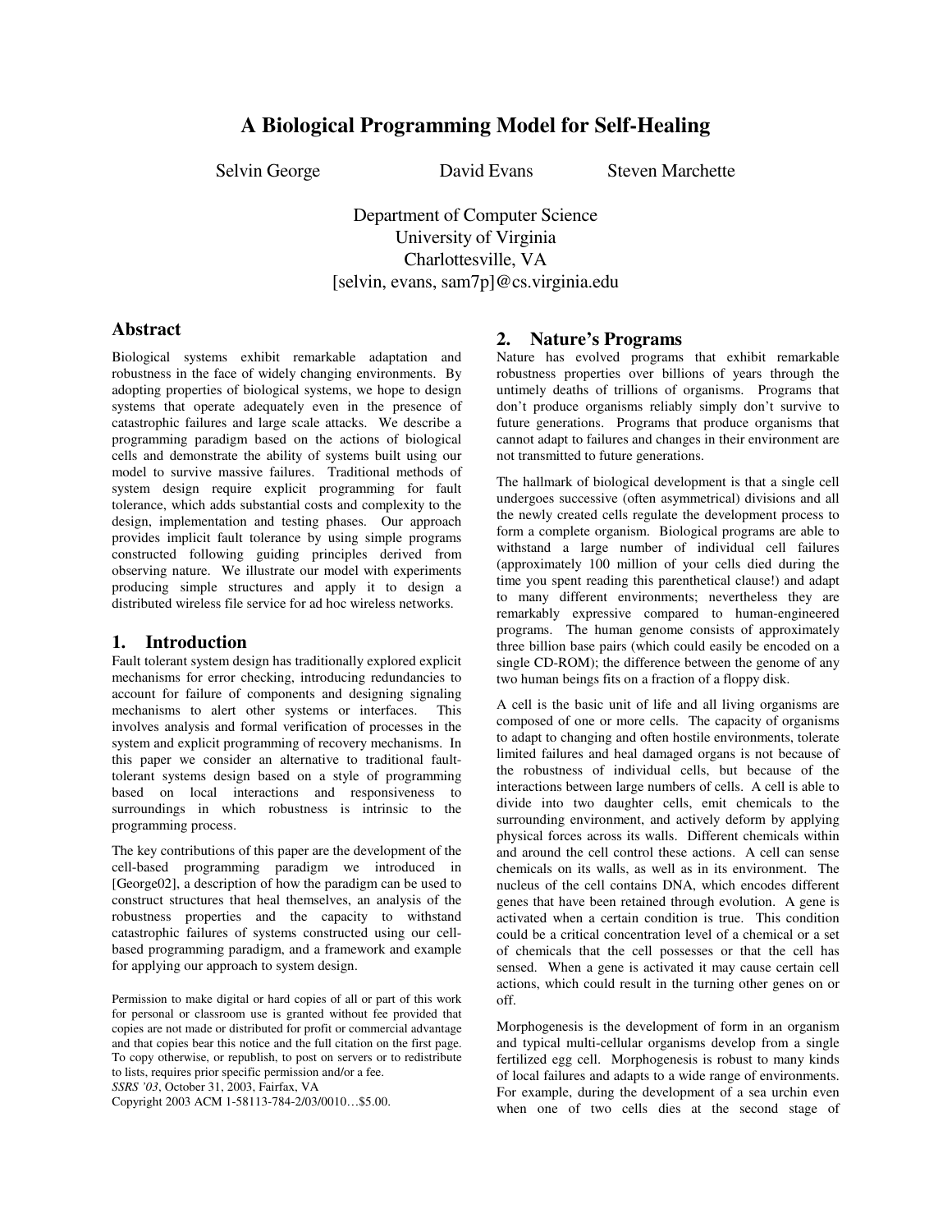# A Biological Programming Model for Self-Healing

Selvin George David Evans Steven Marchette

Department of Computer Science
University of Virginia
Charlottesville, VA
[selvin, evans, sam7p]@cs.virginia.edu

## Abstract

Biological systems exhibit remarkable adaptation and robustness in the face of widely changing environments. By adopting properties of biological systems, we hope to design systems that operate adequately even in the presence of catastrophic failures and large scale attacks. We describe a programming paradigm based on the actions of biological cells and demonstrate the ability of systems built using our model to survive massive failures. Traditional methods of system design require explicit programming for fault tolerance, which adds substantial costs and complexity to the design, implementation and testing phases. Our approach provides implicit fault tolerance by using simple programs constructed following guiding principles derived from observing nature. We illustrate our model with experiments producing simple structures and apply it to design a distributed wireless file service for ad hoc wireless networks.

## 1. Introduction

Fault tolerant system design has traditionally explored explicit mechanisms for error checking, introducing redundancies to account for failure of components and designing signaling mechanisms to alert other systems or interfaces. This involves analysis and formal verification of processes in the system and explicit programming of recovery mechanisms. In this paper we consider an alternative to traditional fault-tolerant systems design based on a style of programming based on local interactions and responsiveness to surroundings in which robustness is intrinsic to the programming process.

The key contributions of this paper are the development of the cell-based programming paradigm we introduced in [George02], a description of how the paradigm can be used to construct structures that heal themselves, an analysis of the robustness properties and the capacity to withstand catastrophic failures of systems constructed using our cell-based programming paradigm, and a framework and example for applying our approach to system design.

Permission to make digital or hard copies of all or part of this work for personal or classroom use is granted without fee provided that copies are not made or distributed for profit or commercial advantage and that copies bear this notice and the full citation on the first page. To copy otherwise, or republish, to post on servers or to redistribute to lists, requires prior specific permission and/or a fee.
*SSRS '03*, October 31, 2003, Fairfax, VA
Copyright 2003 ACM 1-58113-784-2/03/0010…$5.00.

## 2. Nature's Programs

Nature has evolved programs that exhibit remarkable robustness properties over billions of years through the untimely deaths of trillions of organisms. Programs that don't produce organisms reliably simply don't survive to future generations. Programs that produce organisms that cannot adapt to failures and changes in their environment are not transmitted to future generations.

The hallmark of biological development is that a single cell undergoes successive (often asymmetrical) divisions and all the newly created cells regulate the development process to form a complete organism. Biological programs are able to withstand a large number of individual cell failures (approximately 100 million of your cells died during the time you spent reading this parenthetical clause!) and adapt to many different environments; nevertheless they are remarkably expressive compared to human-engineered programs. The human genome consists of approximately three billion base pairs (which could easily be encoded on a single CD-ROM); the difference between the genome of any two human beings fits on a fraction of a floppy disk.

A cell is the basic unit of life and all living organisms are composed of one or more cells. The capacity of organisms to adapt to changing and often hostile environments, tolerate limited failures and heal damaged organs is not because of the robustness of individual cells, but because of the interactions between large numbers of cells. A cell is able to divide into two daughter cells, emit chemicals to the surrounding environment, and actively deform by applying physical forces across its walls. Different chemicals within and around the cell control these actions. A cell can sense chemicals on its walls, as well as in its environment. The nucleus of the cell contains DNA, which encodes different genes that have been retained through evolution. A gene is activated when a certain condition is true. This condition could be a critical concentration level of a chemical or a set of chemicals that the cell possesses or that the cell has sensed. When a gene is activated it may cause certain cell actions, which could result in the turning other genes on or off.

Morphogenesis is the development of form in an organism and typical multi-cellular organisms develop from a single fertilized egg cell. Morphogenesis is robust to many kinds of local failures and adapts to a wide range of environments. For example, during the development of a sea urchin even when one of two cells dies at the second stage of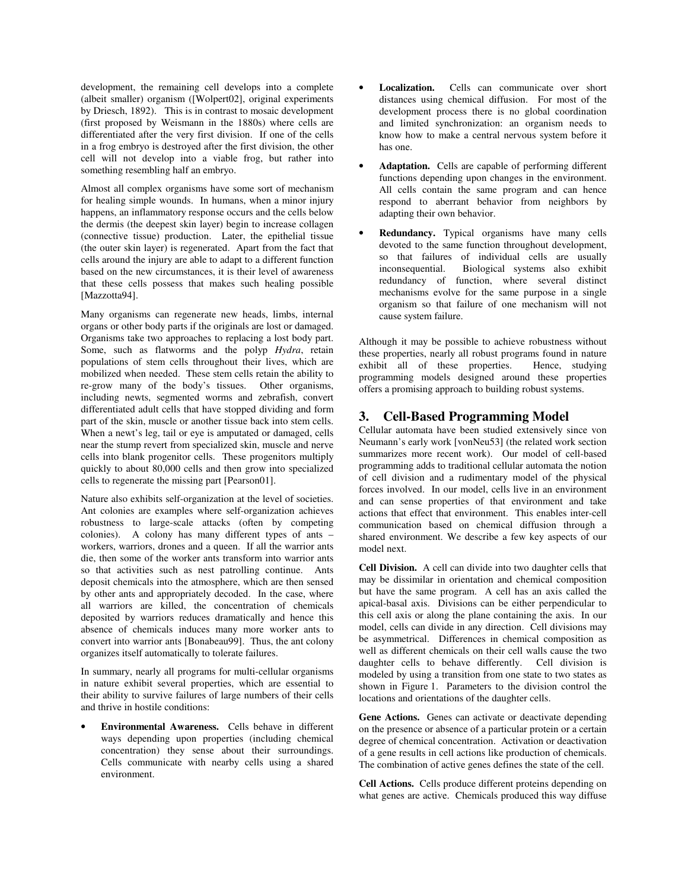development, the remaining cell develops into a complete (albeit smaller) organism ([Wolpert02], original experiments by Driesch, 1892). This is in contrast to mosaic development (first proposed by Weismann in the 1880s) where cells are differentiated after the very first division. If one of the cells in a frog embryo is destroyed after the first division, the other cell will not develop into a viable frog, but rather into something resembling half an embryo.

Almost all complex organisms have some sort of mechanism for healing simple wounds. In humans, when a minor injury happens, an inflammatory response occurs and the cells below the dermis (the deepest skin layer) begin to increase collagen (connective tissue) production. Later, the epithelial tissue (the outer skin layer) is regenerated. Apart from the fact that cells around the injury are able to adapt to a different function based on the new circumstances, it is their level of awareness that these cells possess that makes such healing possible [Mazzotta94].

Many organisms can regenerate new heads, limbs, internal organs or other body parts if the originals are lost or damaged. Organisms take two approaches to replacing a lost body part. Some, such as flatworms and the polyp *Hydra*, retain populations of stem cells throughout their lives, which are mobilized when needed. These stem cells retain the ability to re-grow many of the body's tissues. Other organisms, including newts, segmented worms and zebrafish, convert differentiated adult cells that have stopped dividing and form part of the skin, muscle or another tissue back into stem cells. When a newt's leg, tail or eye is amputated or damaged, cells near the stump revert from specialized skin, muscle and nerve cells into blank progenitor cells. These progenitors multiply quickly to about 80,000 cells and then grow into specialized cells to regenerate the missing part [Pearson01].

Nature also exhibits self-organization at the level of societies. Ant colonies are examples where self-organization achieves robustness to large-scale attacks (often by competing colonies). A colony has many different types of ants – workers, warriors, drones and a queen. If all the warrior ants die, then some of the worker ants transform into warrior ants so that activities such as nest patrolling continue. Ants deposit chemicals into the atmosphere, which are then sensed by other ants and appropriately decoded. In the case, where all warriors are killed, the concentration of chemicals deposited by warriors reduces dramatically and hence this absence of chemicals induces many more worker ants to convert into warrior ants [Bonabeau99]. Thus, the ant colony organizes itself automatically to tolerate failures.

In summary, nearly all programs for multi-cellular organisms in nature exhibit several properties, which are essential to their ability to survive failures of large numbers of their cells and thrive in hostile conditions:

- **Environmental Awareness.** Cells behave in different ways depending upon properties (including chemical concentration) they sense about their surroundings. Cells communicate with nearby cells using a shared environment.
- **Localization.** Cells can communicate over short distances using chemical diffusion. For most of the development process there is no global coordination and limited synchronization: an organism needs to know how to make a central nervous system before it has one.
- **Adaptation.** Cells are capable of performing different functions depending upon changes in the environment. All cells contain the same program and can hence respond to aberrant behavior from neighbors by adapting their own behavior.
- **Redundancy.** Typical organisms have many cells devoted to the same function throughout development, so that failures of individual cells are usually inconsequential. Biological systems also exhibit redundancy of function, where several distinct mechanisms evolve for the same purpose in a single organism so that failure of one mechanism will not cause system failure.

Although it may be possible to achieve robustness without these properties, nearly all robust programs found in nature exhibit all of these properties. Hence, studying programming models designed around these properties offers a promising approach to building robust systems.

## 3. Cell-Based Programming Model

Cellular automata have been studied extensively since von Neumann's early work [vonNeu53] (the related work section summarizes more recent work). Our model of cell-based programming adds to traditional cellular automata the notion of cell division and a rudimentary model of the physical forces involved. In our model, cells live in an environment and can sense properties of that environment and take actions that effect that environment. This enables inter-cell communication based on chemical diffusion through a shared environment. We describe a few key aspects of our model next.

**Cell Division.** A cell can divide into two daughter cells that may be dissimilar in orientation and chemical composition but have the same program. A cell has an axis called the apical-basal axis. Divisions can be either perpendicular to this cell axis or along the plane containing the axis. In our model, cells can divide in any direction. Cell divisions may be asymmetrical. Differences in chemical composition as well as different chemicals on their cell walls cause the two daughter cells to behave differently. Cell division is modeled by using a transition from one state to two states as shown in Figure 1. Parameters to the division control the locations and orientations of the daughter cells.

**Gene Actions.** Genes can activate or deactivate depending on the presence or absence of a particular protein or a certain degree of chemical concentration. Activation or deactivation of a gene results in cell actions like production of chemicals. The combination of active genes defines the state of the cell.

**Cell Actions.** Cells produce different proteins depending on what genes are active. Chemicals produced this way diffuse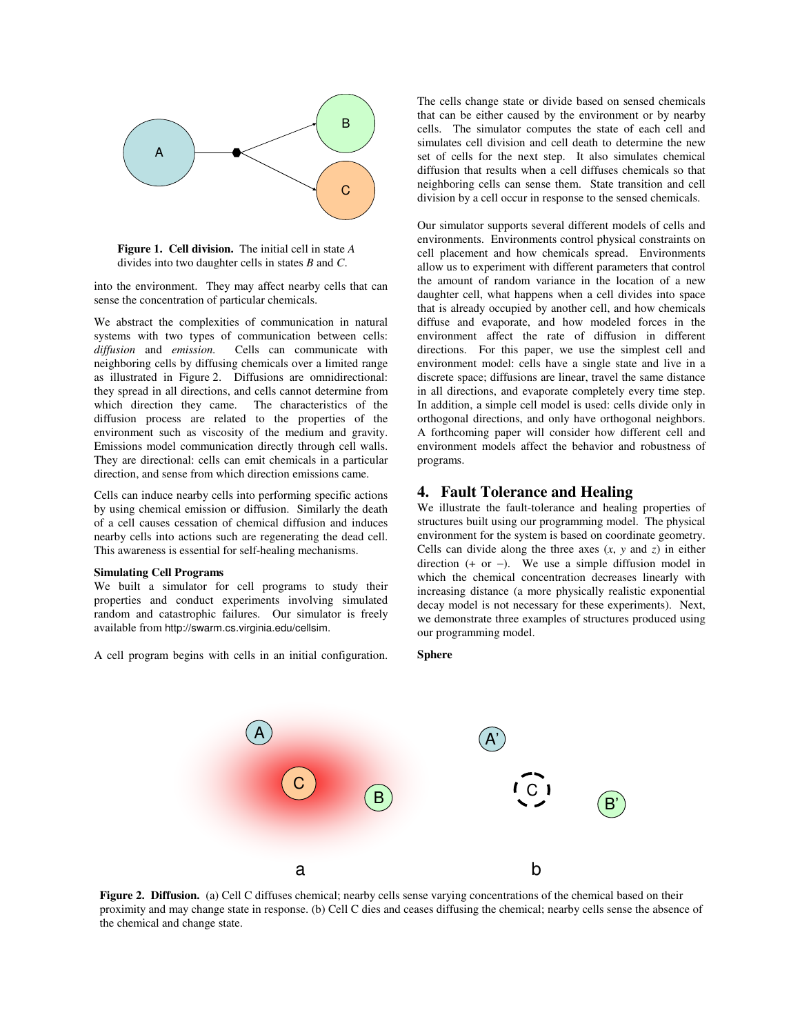A

B

C

**Figure 1. Cell division.** The initial cell in state *A* divides into two daughter cells in states *B* and *C*.

into the environment. They may affect nearby cells that can sense the concentration of particular chemicals.

We abstract the complexities of communication in natural systems with two types of communication between cells: *diffusion* and *emission.* Cells can communicate with neighboring cells by diffusing chemicals over a limited range as illustrated in Figure 2. Diffusions are omnidirectional: they spread in all directions, and cells cannot determine from which direction they came. The characteristics of the diffusion process are related to the properties of the environment such as viscosity of the medium and gravity. Emissions model communication directly through cell walls. They are directional: cells can emit chemicals in a particular direction, and sense from which direction emissions came.

Cells can induce nearby cells into performing specific actions by using chemical emission or diffusion. Similarly the death of a cell causes cessation of chemical diffusion and induces nearby cells into actions such are regenerating the dead cell. This awareness is essential for self-healing mechanisms.

**Simulating Cell Programs**

We built a simulator for cell programs to study their properties and conduct experiments involving simulated random and catastrophic failures. Our simulator is freely available from http://swarm.cs.virginia.edu/cellsim.

A cell program begins with cells in an initial configuration. The cells change state or divide based on sensed chemicals that can be either caused by the environment or by nearby cells. The simulator computes the state of each cell and simulates cell division and cell death to determine the new set of cells for the next step. It also simulates chemical diffusion that results when a cell diffuses chemicals so that neighboring cells can sense them. State transition and cell division by a cell occur in response to the sensed chemicals.

Our simulator supports several different models of cells and environments. Environments control physical constraints on cell placement and how chemicals spread. Environments allow us to experiment with different parameters that control the amount of random variance in the location of a new daughter cell, what happens when a cell divides into space that is already occupied by another cell, and how chemicals diffuse and evaporate, and how modeled forces in the environment affect the rate of diffusion in different directions. For this paper, we use the simplest cell and environment model: cells have a single state and live in a discrete space; diffusions are linear, travel the same distance in all directions, and evaporate completely every time step. In addition, a simple cell model is used: cells divide only in orthogonal directions, and only have orthogonal neighbors. A forthcoming paper will consider how different cell and environment models affect the behavior and robustness of programs.

## 4. Fault Tolerance and Healing

We illustrate the fault-tolerance and healing properties of structures built using our programming model. The physical environment for the system is based on coordinate geometry. Cells can divide along the three axes ($x$, $y$ and $z$) in either direction (+ or −). We use a simple diffusion model in which the chemical concentration decreases linearly with increasing distance (a more physically realistic exponential decay model is not necessary for these experiments). Next, we demonstrate three examples of structures produced using our programming model.

**Sphere**

A

C

B

a

A'

C

B'

b

**Figure 2. Diffusion.** (a) Cell C diffuses chemical; nearby cells sense varying concentrations of the chemical based on their proximity and may change state in response. (b) Cell C dies and ceases diffusing the chemical; nearby cells sense the absence of the chemical and change state.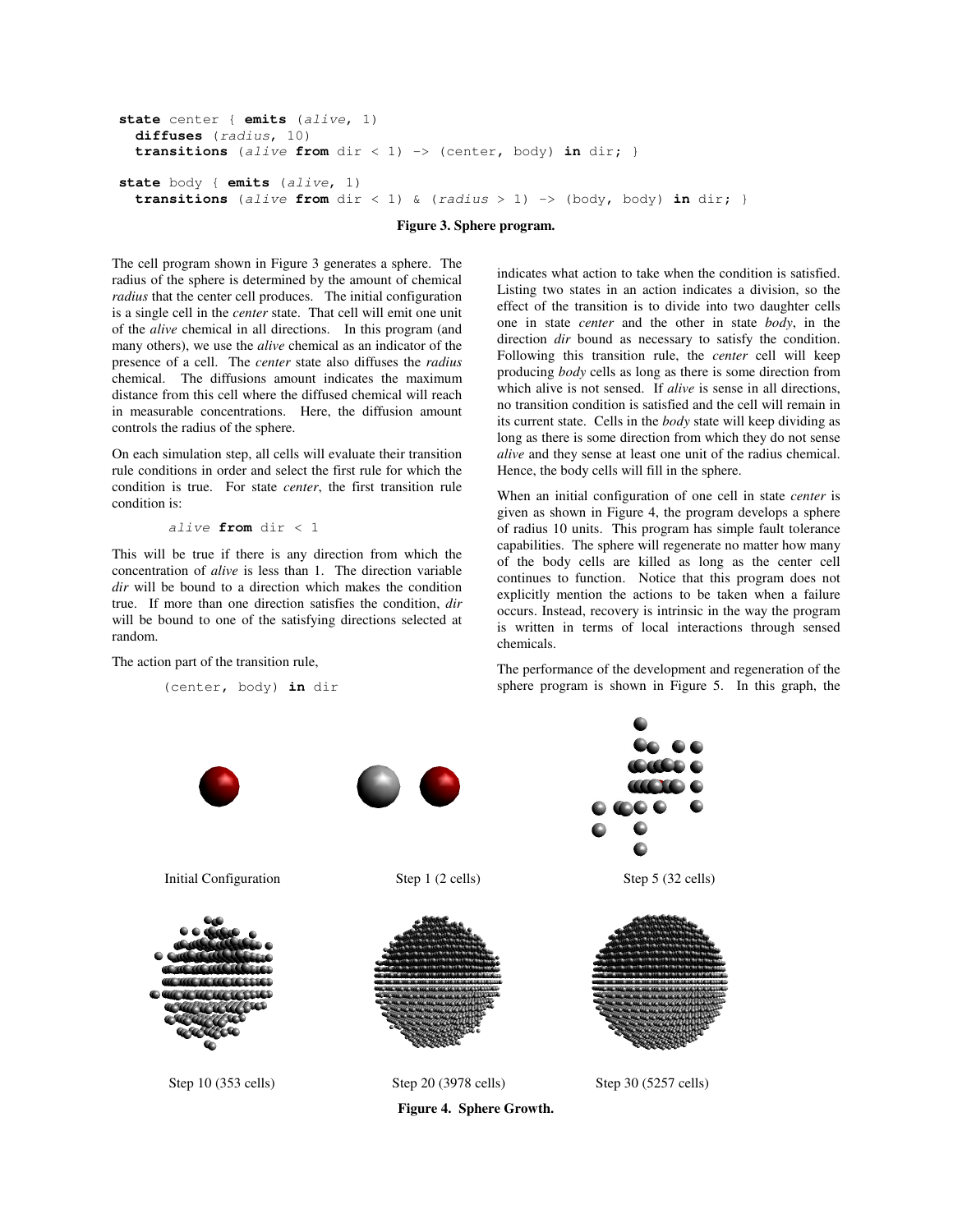```
state center { emits (alive, 1)
  diffuses (radius, 10)
  transitions (alive from dir < 1) -> (center, body) in dir; }

state body { emits (alive, 1)
  transitions (alive from dir < 1) & (radius > 1) -> (body, body) in dir; }
```

**Figure 3. Sphere program.**

The cell program shown in Figure 3 generates a sphere. The radius of the sphere is determined by the amount of chemical *radius* that the center cell produces. The initial configuration is a single cell in the *center* state. That cell will emit one unit of the *alive* chemical in all directions. In this program (and many others), we use the *alive* chemical as an indicator of the presence of a cell. The *center* state also diffuses the *radius* chemical. The diffusions amount indicates the maximum distance from this cell where the diffused chemical will reach in measurable concentrations. Here, the diffusion amount controls the radius of the sphere.

On each simulation step, all cells will evaluate their transition rule conditions in order and select the first rule for which the condition is true. For state *center*, the first transition rule condition is:

```
alive from dir < 1
```

This will be true if there is any direction from which the concentration of *alive* is less than 1. The direction variable *dir* will be bound to a direction which makes the condition true. If more than one direction satisfies the condition, *dir* will be bound to one of the satisfying directions selected at random.

The action part of the transition rule,

```
(center, body) in dir
```

indicates what action to take when the condition is satisfied. Listing two states in an action indicates a division, so the effect of the transition is to divide into two daughter cells one in state *center* and the other in state *body*, in the direction *dir* bound as necessary to satisfy the condition. Following this transition rule, the *center* cell will keep producing *body* cells as long as there is some direction from which alive is not sensed. If *alive* is sense in all directions, no transition condition is satisfied and the cell will remain in its current state. Cells in the *body* state will keep dividing as long as there is some direction from which they do not sense *alive* and they sense at least one unit of the radius chemical. Hence, the body cells will fill in the sphere.

When an initial configuration of one cell in state *center* is given as shown in Figure 4, the program develops a sphere of radius 10 units. This program has simple fault tolerance capabilities. The sphere will regenerate no matter how many of the body cells are killed as long as the center cell continues to function. Notice that this program does not explicitly mention the actions to be taken when a failure occurs. Instead, recovery is intrinsic in the way the program is written in terms of local interactions through sensed chemicals.

The performance of the development and regeneration of the sphere program is shown in Figure 5. In this graph, the

Initial Configuration

Step 1 (2 cells)

Step 5 (32 cells)

Step 10 (353 cells)

Step 20 (3978 cells)

Step 30 (5257 cells)

**Figure 4. Sphere Growth.**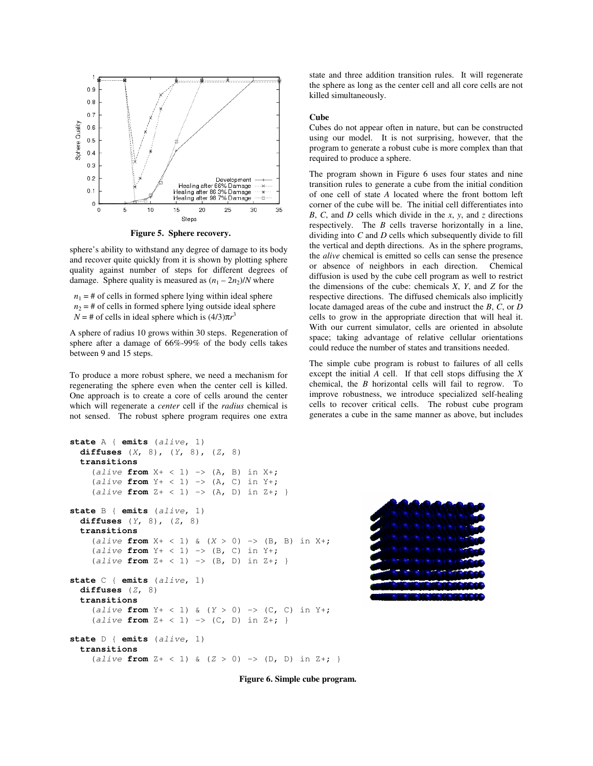**Figure 5. Sphere recovery.**

sphere's ability to withstand any degree of damage to its body and recover quite quickly from it is shown by plotting sphere quality against number of steps for different degrees of damage. Sphere quality is measured as $(n_1 - 2n_2)/N$ where

$n_1$ = # of cells in formed sphere lying within ideal sphere
$n_2$ = # of cells in formed sphere lying outside ideal sphere
$N$ = # of cells in ideal sphere which is $(4/3)\pi r^3$

A sphere of radius 10 grows within 30 steps. Regeneration of sphere after a damage of 66%-99% of the body cells takes between 9 and 15 steps.

To produce a more robust sphere, we need a mechanism for regenerating the sphere even when the center cell is killed. One approach is to create a core of cells around the center which will regenerate a *center* cell if the *radius* chemical is not sensed. The robust sphere program requires one extra state and three addition transition rules. It will regenerate the sphere as long as the center cell and all core cells are not killed simultaneously.

**Cube**

Cubes do not appear often in nature, but can be constructed using our model. It is not surprising, however, that the program to generate a robust cube is more complex than that required to produce a sphere.

The program shown in Figure 6 uses four states and nine transition rules to generate a cube from the initial condition of one cell of state *A* located where the front bottom left corner of the cube will be. The initial cell differentiates into *B*, *C*, and *D* cells which divide in the *x*, *y*, and *z* directions respectively. The *B* cells traverse horizontally in a line, dividing into *C* and *D* cells which subsequently divide to fill the vertical and depth directions. As in the sphere programs, the *alive* chemical is emitted so cells can sense the presence or absence of neighbors in each direction. Chemical diffusion is used by the cube cell program as well to restrict the dimensions of the cube: chemicals *X*, *Y*, and *Z* for the respective directions. The diffused chemicals also implicitly locate damaged areas of the cube and instruct the *B*, *C*, or *D* cells to grow in the appropriate direction that will heal it. With our current simulator, cells are oriented in absolute space; taking advantage of relative cellular orientations could reduce the number of states and transitions needed.

The simple cube program is robust to failures of all cells except the initial *A* cell. If that cell stops diffusing the *X* chemical, the *B* horizontal cells will fail to regrow. To improve robustness, we introduce specialized self-healing cells to recover critical cells. The robust cube program generates a cube in the same manner as above, but includes

```
state A { emits (alive, 1)
  diffuses (X, 8), (Y, 8), (Z, 8)
  transitions
    (alive from X+ < 1) -> (A, B) in X+;
    (alive from Y+ < 1) -> (A, C) in Y+;
    (alive from Z+ < 1) -> (A, D) in Z+; }

state B { emits (alive, 1)
  diffuses (Y, 8), (Z, 8)
  transitions
    (alive from X+ < 1) & (X > 0) -> (B, B) in X+;
    (alive from Y+ < 1) -> (B, C) in Y+;
    (alive from Z+ < 1) -> (B, D) in Z+; }

state C { emits (alive, 1)
  diffuses (Z, 8)
  transitions
    (alive from Y+ < 1) & (Y > 0) -> (C, C) in Y+;
    (alive from Z+ < 1) -> (C, D) in Z+; }

state D { emits (alive, 1)
  transitions
    (alive from Z+ < 1) & (Z > 0) -> (D, D) in Z+; }
```

**Figure 6. Simple cube program.**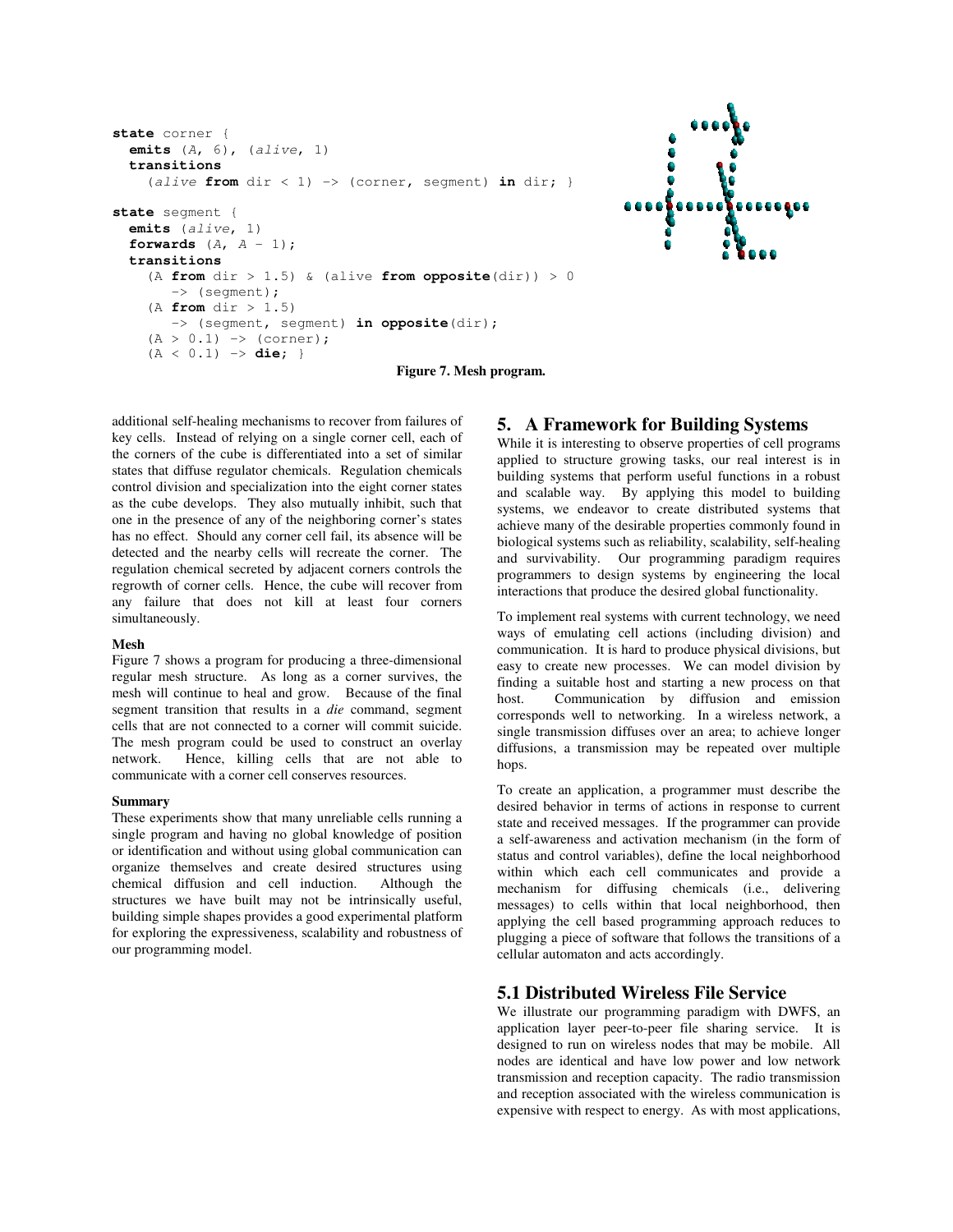```
state corner {
  emits (A, 6), (alive, 1)
  transitions
    (alive from dir < 1) -> (corner, segment) in dir; }

state segment {
  emits (alive, 1)
  forwards (A, A - 1);
  transitions
    (A from dir > 1.5) & (alive from opposite(dir)) > 0
      -> (segment);
    (A from dir > 1.5)
      -> (segment, segment) in opposite(dir);
    (A > 0.1) -> (corner);
    (A < 0.1) -> die; }
```

**Figure 7. Mesh program.**

additional self-healing mechanisms to recover from failures of key cells. Instead of relying on a single corner cell, each of the corners of the cube is differentiated into a set of similar states that diffuse regulator chemicals. Regulation chemicals control division and specialization into the eight corner states as the cube develops. They also mutually inhibit, such that one in the presence of any of the neighboring corner's states has no effect. Should any corner cell fail, its absence will be detected and the nearby cells will recreate the corner. The regulation chemical secreted by adjacent corners controls the regrowth of corner cells. Hence, the cube will recover from any failure that does not kill at least four corners simultaneously.

**Mesh**

Figure 7 shows a program for producing a three-dimensional regular mesh structure. As long as a corner survives, the mesh will continue to heal and grow. Because of the final segment transition that results in a *die* command, segment cells that are not connected to a corner will commit suicide. The mesh program could be used to construct an overlay network. Hence, killing cells that are not able to communicate with a corner cell conserves resources.

**Summary**

These experiments show that many unreliable cells running a single program and having no global knowledge of position or identification and without using global communication can organize themselves and create desired structures using chemical diffusion and cell induction. Although the structures we have built may not be intrinsically useful, building simple shapes provides a good experimental platform for exploring the expressiveness, scalability and robustness of our programming model.

## 5. A Framework for Building Systems

While it is interesting to observe properties of cell programs applied to structure growing tasks, our real interest is in building systems that perform useful functions in a robust and scalable way. By applying this model to building systems, we endeavor to create distributed systems that achieve many of the desirable properties commonly found in biological systems such as reliability, scalability, self-healing and survivability. Our programming paradigm requires programmers to design systems by engineering the local interactions that produce the desired global functionality.

To implement real systems with current technology, we need ways of emulating cell actions (including division) and communication. It is hard to produce physical divisions, but easy to create new processes. We can model division by finding a suitable host and starting a new process on that host. Communication by diffusion and emission corresponds well to networking. In a wireless network, a single transmission diffuses over an area; to achieve longer diffusions, a transmission may be repeated over multiple hops.

To create an application, a programmer must describe the desired behavior in terms of actions in response to current state and received messages. If the programmer can provide a self-awareness and activation mechanism (in the form of status and control variables), define the local neighborhood within which each cell communicates and provide a mechanism for diffusing chemicals (i.e., delivering messages) to cells within that local neighborhood, then applying the cell based programming approach reduces to plugging a piece of software that follows the transitions of a cellular automaton and acts accordingly.

### 5.1 Distributed Wireless File Service

We illustrate our programming paradigm with DWFS, an application layer peer-to-peer file sharing service. It is designed to run on wireless nodes that may be mobile. All nodes are identical and have low power and low network transmission and reception capacity. The radio transmission and reception associated with the wireless communication is expensive with respect to energy. As with most applications,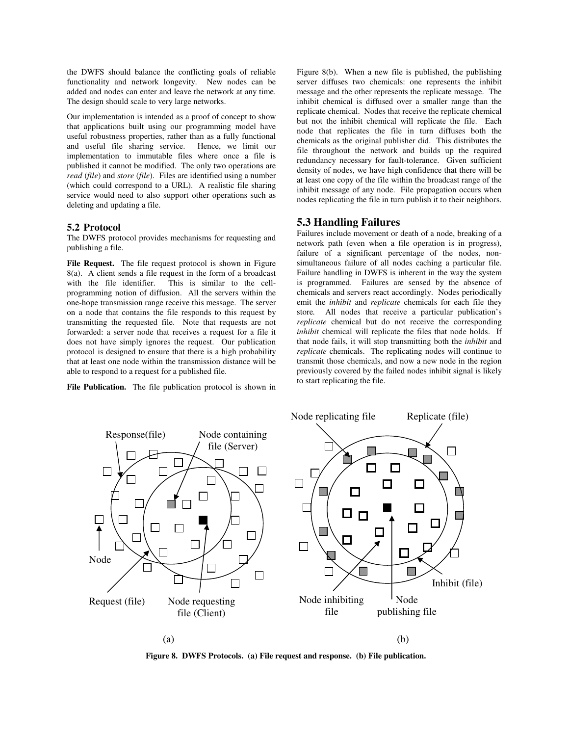the DWFS should balance the conflicting goals of reliable functionality and network longevity. New nodes can be added and nodes can enter and leave the network at any time. The design should scale to very large networks.

Our implementation is intended as a proof of concept to show that applications built using our programming model have useful robustness properties, rather than as a fully functional and useful file sharing service. Hence, we limit our implementation to immutable files where once a file is published it cannot be modified. The only two operations are *read* (*file*) and *store* (*file*). Files are identified using a number (which could correspond to a URL). A realistic file sharing service would need to also support other operations such as deleting and updating a file.

## 5.2 Protocol

The DWFS protocol provides mechanisms for requesting and publishing a file.

**File Request.** The file request protocol is shown in Figure 8(a). A client sends a file request in the form of a broadcast with the file identifier. This is similar to the cell-programming notion of diffusion. All the servers within the one-hope transmission range receive this message. The server on a node that contains the file responds to this request by transmitting the requested file. Note that requests are not forwarded: a server node that receives a request for a file it does not have simply ignores the request. Our publication protocol is designed to ensure that there is a high probability that at least one node within the transmission distance will be able to respond to a request for a published file.

**File Publication.** The file publication protocol is shown in Figure 8(b). When a new file is published, the publishing server diffuses two chemicals: one represents the inhibit message and the other represents the replicate message. The inhibit chemical is diffused over a smaller range than the replicate chemical. Nodes that receive the replicate chemical but not the inhibit chemical will replicate the file. Each node that replicates the file in turn diffuses both the chemicals as the original publisher did. This distributes the file throughout the network and builds up the required redundancy necessary for fault-tolerance. Given sufficient density of nodes, we have high confidence that there will be at least one copy of the file within the broadcast range of the inhibit message of any node. File propagation occurs when nodes replicating the file in turn publish it to their neighbors.

## 5.3 Handling Failures

Failures include movement or death of a node, breaking of a network path (even when a file operation is in progress), failure of a significant percentage of the nodes, non-simultaneous failure of all nodes caching a particular file. Failure handling in DWFS is inherent in the way the system is programmed. Failures are sensed by the absence of chemicals and servers react accordingly. Nodes periodically emit the *inhibit* and *replicate* chemicals for each file they store. All nodes that receive a particular publication's *replicate* chemical but do not receive the corresponding *inhibit* chemical will replicate the files that node holds. If that node fails, it will stop transmitting both the *inhibit* and *replicate* chemicals. The replicating nodes will continue to transmit those chemicals, and now a new node in the region previously covered by the failed nodes inhibit signal is likely to start replicating the file.

Response(file)
Node containing file (Server)
Node
Request (file)
Node requesting file (Client)
(a)

Node replicating file
Replicate (file)
Inhibit (file)
Node inhibiting file
Node publishing file
(b)

**Figure 8. DWFS Protocols. (a) File request and response. (b) File publication.**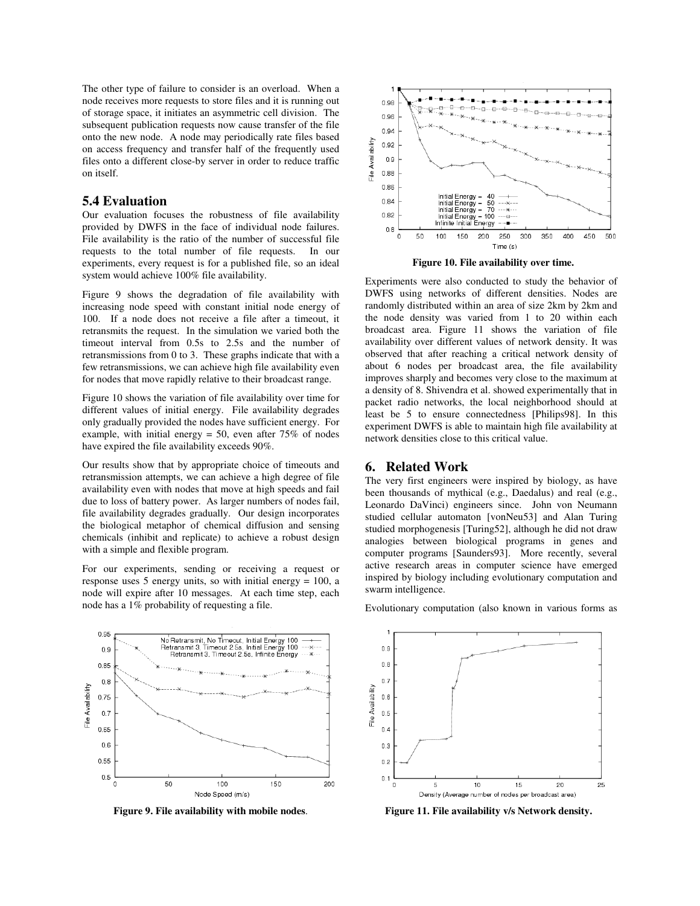The other type of failure to consider is an overload. When a node receives more requests to store files and it is running out of storage space, it initiates an asymmetric cell division. The subsequent publication requests now cause transfer of the file onto the new node. A node may periodically rate files based on access frequency and transfer half of the frequently used files onto a different close-by server in order to reduce traffic on itself.

## 5.4 Evaluation

Our evaluation focuses the robustness of file availability provided by DWFS in the face of individual node failures. File availability is the ratio of the number of successful file requests to the total number of file requests. In our experiments, every request is for a published file, so an ideal system would achieve 100% file availability.

Figure 9 shows the degradation of file availability with increasing node speed with constant initial node energy of 100. If a node does not receive a file after a timeout, it retransmits the request. In the simulation we varied both the timeout interval from 0.5s to 2.5s and the number of retransmissions from 0 to 3. These graphs indicate that with a few retransmissions, we can achieve high file availability even for nodes that move rapidly relative to their broadcast range.

Figure 10 shows the variation of file availability over time for different values of initial energy. File availability degrades only gradually provided the nodes have sufficient energy. For example, with initial energy = 50, even after 75% of nodes have expired the file availability exceeds 90%.

Our results show that by appropriate choice of timeouts and retransmission attempts, we can achieve a high degree of file availability even with nodes that move at high speeds and fail due to loss of battery power. As larger numbers of nodes fail, file availability degrades gradually. Our design incorporates the biological metaphor of chemical diffusion and sensing chemicals (inhibit and replicate) to achieve a robust design with a simple and flexible program.

For our experiments, sending or receiving a request or response uses 5 energy units, so with initial energy = 100, a node will expire after 10 messages. At each time step, each node has a 1% probability of requesting a file.

**Figure 9. File availability with mobile nodes**.

**Figure 10. File availability over time.**

Experiments were also conducted to study the behavior of DWFS using networks of different densities. Nodes are randomly distributed within an area of size 2km by 2km and the node density was varied from 1 to 20 within each broadcast area. Figure 11 shows the variation of file availability over different values of network density. It was observed that after reaching a critical network density of about 6 nodes per broadcast area, the file availability improves sharply and becomes very close to the maximum at a density of 8. Shivendra et al. showed experimentally that in packet radio networks, the local neighborhood should at least be 5 to ensure connectedness [Philips98]. In this experiment DWFS is able to maintain high file availability at network densities close to this critical value.

## 6. Related Work

The very first engineers were inspired by biology, as have been thousands of mythical (e.g., Daedalus) and real (e.g., Leonardo DaVinci) engineers since. John von Neumann studied cellular automaton [vonNeu53] and Alan Turing studied morphogenesis [Turing52], although he did not draw analogies between biological programs in genes and computer programs [Saunders93]. More recently, several active research areas in computer science have emerged inspired by biology including evolutionary computation and swarm intelligence.

Evolutionary computation (also known in various forms as

**Figure 11. File availability v/s Network density.**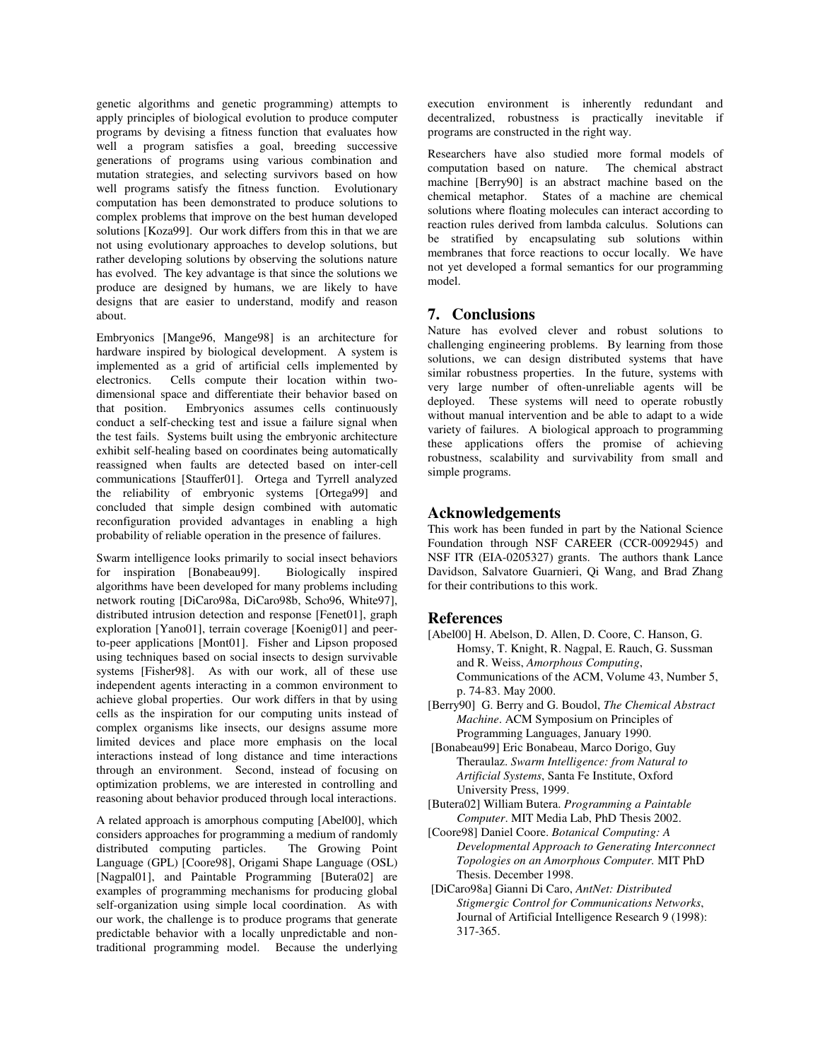genetic algorithms and genetic programming) attempts to apply principles of biological evolution to produce computer programs by devising a fitness function that evaluates how well a program satisfies a goal, breeding successive generations of programs using various combination and mutation strategies, and selecting survivors based on how well programs satisfy the fitness function. Evolutionary computation has been demonstrated to produce solutions to complex problems that improve on the best human developed solutions [Koza99]. Our work differs from this in that we are not using evolutionary approaches to develop solutions, but rather developing solutions by observing the solutions nature has evolved. The key advantage is that since the solutions we produce are designed by humans, we are likely to have designs that are easier to understand, modify and reason about.

Embryonics [Mange96, Mange98] is an architecture for hardware inspired by biological development. A system is implemented as a grid of artificial cells implemented by electronics. Cells compute their location within two-dimensional space and differentiate their behavior based on that position. Embryonics assumes cells continuously conduct a self-checking test and issue a failure signal when the test fails. Systems built using the embryonic architecture exhibit self-healing based on coordinates being automatically reassigned when faults are detected based on inter-cell communications [Stauffer01]. Ortega and Tyrrell analyzed the reliability of embryonic systems [Ortega99] and concluded that simple design combined with automatic reconfiguration provided advantages in enabling a high probability of reliable operation in the presence of failures.

Swarm intelligence looks primarily to social insect behaviors for inspiration [Bonabeau99]. Biologically inspired algorithms have been developed for many problems including network routing [DiCaro98a, DiCaro98b, Scho96, White97], distributed intrusion detection and response [Fenet01], graph exploration [Yano01], terrain coverage [Koenig01] and peer-to-peer applications [Mont01]. Fisher and Lipson proposed using techniques based on social insects to design survivable systems [Fisher98]. As with our work, all of these use independent agents interacting in a common environment to achieve global properties. Our work differs in that by using cells as the inspiration for our computing units instead of complex organisms like insects, our designs assume more limited devices and place more emphasis on the local interactions instead of long distance and time interactions through an environment. Second, instead of focusing on optimization problems, we are interested in controlling and reasoning about behavior produced through local interactions.

A related approach is amorphous computing [Abel00], which considers approaches for programming a medium of randomly distributed computing particles. The Growing Point Language (GPL) [Coore98], Origami Shape Language (OSL) [Nagpal01], and Paintable Programming [Butera02] are examples of programming mechanisms for producing global self-organization using simple local coordination. As with our work, the challenge is to produce programs that generate predictable behavior with a locally unpredictable and non-traditional programming model. Because the underlying execution environment is inherently redundant and decentralized, robustness is practically inevitable if programs are constructed in the right way.

Researchers have also studied more formal models of computation based on nature. The chemical abstract machine [Berry90] is an abstract machine based on the chemical metaphor. States of a machine are chemical solutions where floating molecules can interact according to reaction rules derived from lambda calculus. Solutions can be stratified by encapsulating sub solutions within membranes that force reactions to occur locally. We have not yet developed a formal semantics for our programming model.

## 7. Conclusions

Nature has evolved clever and robust solutions to challenging engineering problems. By learning from those solutions, we can design distributed systems that have similar robustness properties. In the future, systems with very large number of often-unreliable agents will be deployed. These systems will need to operate robustly without manual intervention and be able to adapt to a wide variety of failures. A biological approach to programming these applications offers the promise of achieving robustness, scalability and survivability from small and simple programs.

## Acknowledgements

This work has been funded in part by the National Science Foundation through NSF CAREER (CCR-0092945) and NSF ITR (EIA-0205327) grants. The authors thank Lance Davidson, Salvatore Guarnieri, Qi Wang, and Brad Zhang for their contributions to this work.

## References

[Abel00] H. Abelson, D. Allen, D. Coore, C. Hanson, G. Homsy, T. Knight, R. Nagpal, E. Rauch, G. Sussman and R. Weiss, *Amorphous Computing*, Communications of the ACM, Volume 43, Number 5, p. 74-83. May 2000.

[Berry90] G. Berry and G. Boudol, *The Chemical Abstract Machine*. ACM Symposium on Principles of Programming Languages, January 1990.

[Bonabeau99] Eric Bonabeau, Marco Dorigo, Guy Theraulaz. *Swarm Intelligence: from Natural to Artificial Systems*, Santa Fe Institute, Oxford University Press, 1999.

[Butera02] William Butera. *Programming a Paintable Computer*. MIT Media Lab, PhD Thesis 2002.

[Coore98] Daniel Coore. *Botanical Computing: A Developmental Approach to Generating Interconnect Topologies on an Amorphous Computer.* MIT PhD Thesis. December 1998.

[DiCaro98a] Gianni Di Caro, *AntNet: Distributed Stigmergic Control for Communications Networks*, Journal of Artificial Intelligence Research 9 (1998): 317-365.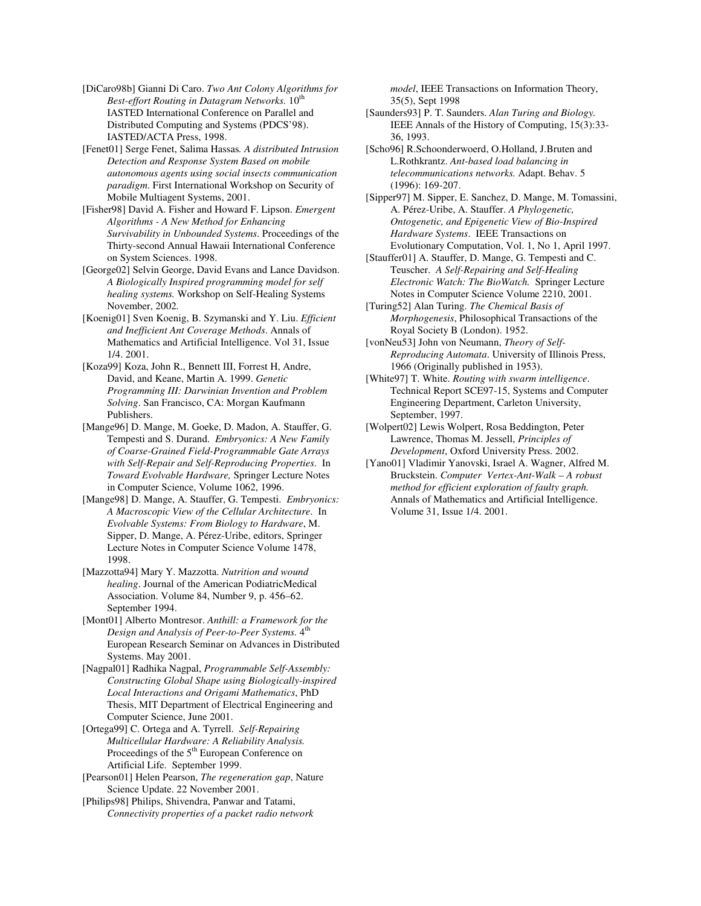[DiCaro98b] Gianni Di Caro. *Two Ant Colony Algorithms for Best-effort Routing in Datagram Networks.* 10th IASTED International Conference on Parallel and Distributed Computing and Systems (PDCS'98). IASTED/ACTA Press, 1998.

[Fenet01] Serge Fenet, Salima Hassas. *A distributed Intrusion Detection and Response System Based on mobile autonomous agents using social insects communication paradigm*. First International Workshop on Security of Mobile Multiagent Systems, 2001.

[Fisher98] David A. Fisher and Howard F. Lipson. *Emergent Algorithms - A New Method for Enhancing Survivability in Unbounded Systems*. Proceedings of the Thirty-second Annual Hawaii International Conference on System Sciences. 1998.

[George02] Selvin George, David Evans and Lance Davidson. *A Biologically Inspired programming model for self healing systems.* Workshop on Self-Healing Systems November, 2002.

[Koenig01] Sven Koenig, B. Szymanski and Y. Liu. *Efficient and Inefficient Ant Coverage Methods*. Annals of Mathematics and Artificial Intelligence. Vol 31, Issue 1/4. 2001.

[Koza99] Koza, John R., Bennett III, Forrest H, Andre, David, and Keane, Martin A. 1999. *Genetic Programming III: Darwinian Invention and Problem Solving*. San Francisco, CA: Morgan Kaufmann Publishers.

[Mange96] D. Mange, M. Goeke, D. Madon, A. Stauffer, G. Tempesti and S. Durand. *Embryonics: A New Family of Coarse-Grained Field-Programmable Gate Arrays with Self-Repair and Self-Reproducing Properties*. In *Toward Evolvable Hardware,* Springer Lecture Notes in Computer Science, Volume 1062, 1996.

[Mange98] D. Mange, A. Stauffer, G. Tempesti. *Embryonics: A Macroscopic View of the Cellular Architecture*. In *Evolvable Systems: From Biology to Hardware*, M. Sipper, D. Mange, A. Pérez-Uribe, editors, Springer Lecture Notes in Computer Science Volume 1478, 1998.

[Mazzotta94] Mary Y. Mazzotta. *Nutrition and wound healing*. Journal of the American PodiatricMedical Association. Volume 84, Number 9, p. 456–62. September 1994.

[Mont01] Alberto Montresor. *Anthill: a Framework for the Design and Analysis of Peer-to-Peer Systems.* 4th European Research Seminar on Advances in Distributed Systems. May 2001.

[Nagpal01] Radhika Nagpal, *Programmable Self-Assembly: Constructing Global Shape using Biologically-inspired Local Interactions and Origami Mathematics*, PhD Thesis, MIT Department of Electrical Engineering and Computer Science, June 2001.

[Ortega99] C. Ortega and A. Tyrrell. *Self-Repairing Multicellular Hardware: A Reliability Analysis.* Proceedings of the 5th European Conference on Artificial Life. September 1999.

[Pearson01] Helen Pearson, *The regeneration gap*, Nature Science Update. 22 November 2001.

[Philips98] Philips, Shivendra, Panwar and Tatami, *Connectivity properties of a packet radio network model*, IEEE Transactions on Information Theory, 35(5), Sept 1998

[Saunders93] P. T. Saunders. *Alan Turing and Biology.* IEEE Annals of the History of Computing, 15(3):33-36, 1993.

[Scho96] R.Schoonderwoerd, O.Holland, J.Bruten and L.Rothkrantz. *Ant-based load balancing in telecommunications networks.* Adapt. Behav. 5 (1996): 169-207.

[Sipper97] M. Sipper, E. Sanchez, D. Mange, M. Tomassini, A. Pérez-Uribe, A. Stauffer. *A Phylogenetic, Ontogenetic, and Epigenetic View of Bio-Inspired Hardware Systems*. IEEE Transactions on Evolutionary Computation, Vol. 1, No 1, April 1997.

[Stauffer01] A. Stauffer, D. Mange, G. Tempesti and C. Teuscher. *A Self-Repairing and Self-Healing Electronic Watch: The BioWatch.* Springer Lecture Notes in Computer Science Volume 2210, 2001.

[Turing52] Alan Turing. *The Chemical Basis of Morphogenesis*, Philosophical Transactions of the Royal Society B (London). 1952.

[vonNeu53] John von Neumann, *Theory of Self-Reproducing Automata*. University of Illinois Press, 1966 (Originally published in 1953).

[White97] T. White. *Routing with swarm intelligence*. Technical Report SCE97-15, Systems and Computer Engineering Department, Carleton University, September, 1997.

[Wolpert02] Lewis Wolpert, Rosa Beddington, Peter Lawrence, Thomas M. Jessell, *Principles of Development*, Oxford University Press. 2002.

[Yano01] Vladimir Yanovski, Israel A. Wagner, Alfred M. Bruckstein. *Computer Vertex-Ant-Walk – A robust method for efficient exploration of faulty graph.* Annals of Mathematics and Artificial Intelligence. Volume 31, Issue 1/4. 2001.